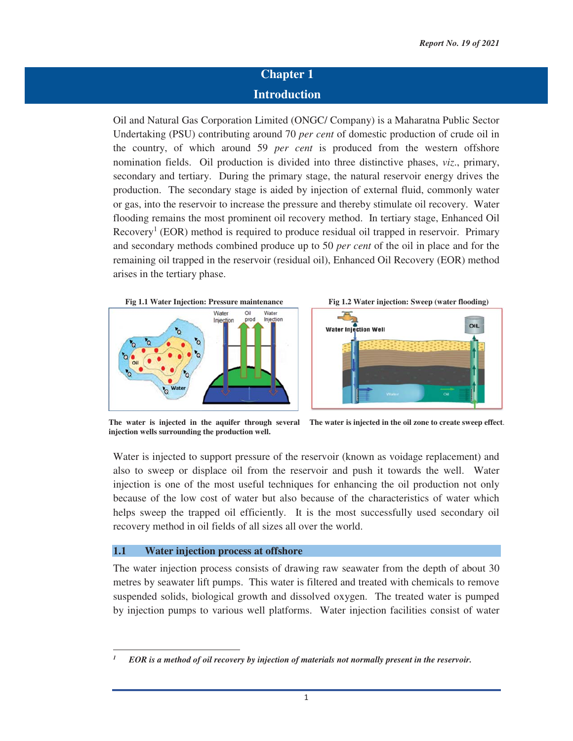# Chapter 1

# Introduction

Oil and Natural Gas Corporation Limited (ONGC/ Company) is a Maharatna Public Sector Undertaking (PSU) contributing around 70 *per cent* of domestic production of crude oil in the country, of which around 59 *per cent* is produced from the western offshore nomination fields. Oil production is divided into three distinctive phases, *viz*., primary, secondary and tertiary. During the primary stage, the natural reservoir energy drives the production. The secondary stage is aided by injection of external fluid, commonly water or gas, into the reservoir to increase the pressure and thereby stimulate oil recovery. Water flooding remains the most prominent oil recovery method. In tertiary stage, Enhanced Oil Recovery[1] (EOR) method is required to produce residual oil trapped in reservoir. Primary and secondary methods combined produce up to 50 *per cent* of the oil in place and for the remaining oil trapped in the reservoir (residual oil), Enhanced Oil Recovery (EOR) method arises in the tertiary phase.

**Fig 1.1 Water Injection: Pressure maintenance**

**The water is injected in the aquifer through several injection wells surrounding the production well.**

**Fig 1.2 Water injection: Sweep (water flooding)**

**The water is injected in the oil zone to create sweep effect**.

Water is injected to support pressure of the reservoir (known as voidage replacement) and also to sweep or displace oil from the reservoir and push it towards the well. Water injection is one of the most useful techniques for enhancing the oil production not only because of the low cost of water but also because of the characteristics of water which helps sweep the trapped oil efficiently. It is the most successfully used secondary oil recovery method in oil fields of all sizes all over the world.

## 1.1 Water injection process at offshore

The water injection process consists of drawing raw seawater from the depth of about 30 metres by seawater lift pumps. This water is filtered and treated with chemicals to remove suspended solids, biological growth and dissolved oxygen. The treated water is pumped by injection pumps to various well platforms. Water injection facilities consist of water

---

[1] ***EOR is a method of oil recovery by injection of materials not normally present in the reservoir.***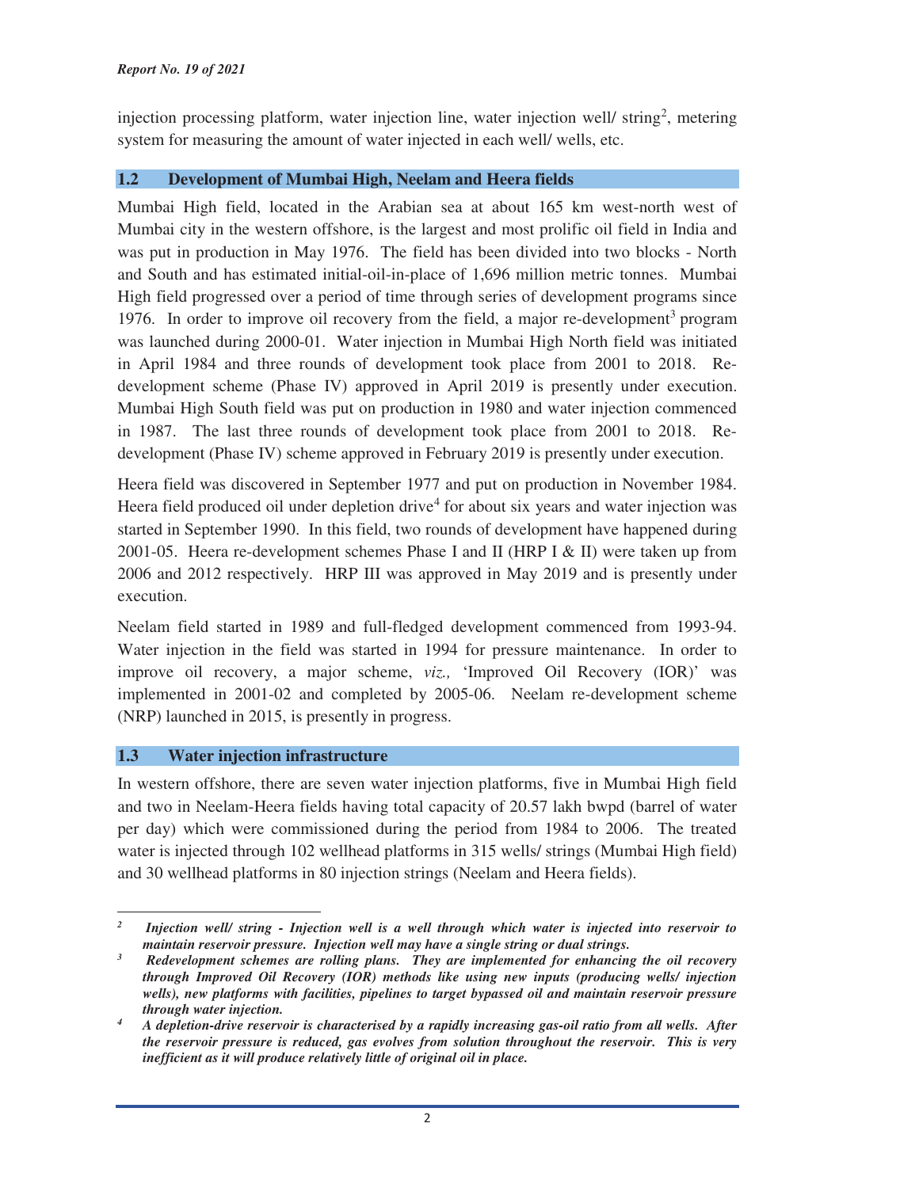injection processing platform, water injection line, water injection well/ string[2], metering system for measuring the amount of water injected in each well/ wells, etc.

## 1.2 Development of Mumbai High, Neelam and Heera fields

Mumbai High field, located in the Arabian sea at about 165 km west-north west of Mumbai city in the western offshore, is the largest and most prolific oil field in India and was put in production in May 1976. The field has been divided into two blocks - North and South and has estimated initial-oil-in-place of 1,696 million metric tonnes. Mumbai High field progressed over a period of time through series of development programs since 1976. In order to improve oil recovery from the field, a major re-development[3] program was launched during 2000-01. Water injection in Mumbai High North field was initiated in April 1984 and three rounds of development took place from 2001 to 2018. Re-development scheme (Phase IV) approved in April 2019 is presently under execution. Mumbai High South field was put on production in 1980 and water injection commenced in 1987. The last three rounds of development took place from 2001 to 2018. Re-development (Phase IV) scheme approved in February 2019 is presently under execution.

Heera field was discovered in September 1977 and put on production in November 1984. Heera field produced oil under depletion drive[4] for about six years and water injection was started in September 1990. In this field, two rounds of development have happened during 2001-05. Heera re-development schemes Phase I and II (HRP I & II) were taken up from 2006 and 2012 respectively. HRP III was approved in May 2019 and is presently under execution.

Neelam field started in 1989 and full-fledged development commenced from 1993-94. Water injection in the field was started in 1994 for pressure maintenance. In order to improve oil recovery, a major scheme, *viz.,* 'Improved Oil Recovery (IOR)' was implemented in 2001-02 and completed by 2005-06. Neelam re-development scheme (NRP) launched in 2015, is presently in progress.

## 1.3 Water injection infrastructure

In western offshore, there are seven water injection platforms, five in Mumbai High field and two in Neelam-Heera fields having total capacity of 20.57 lakh bwpd (barrel of water per day) which were commissioned during the period from 1984 to 2006. The treated water is injected through 102 wellhead platforms in 315 wells/ strings (Mumbai High field) and 30 wellhead platforms in 80 injection strings (Neelam and Heera fields).

---

[2] ***Injection well/ string - Injection well is a well through which water is injected into reservoir to maintain reservoir pressure. Injection well may have a single string or dual strings.***

[3] ***Redevelopment schemes are rolling plans. They are implemented for enhancing the oil recovery through Improved Oil Recovery (IOR) methods like using new inputs (producing wells/ injection wells), new platforms with facilities, pipelines to target bypassed oil and maintain reservoir pressure through water injection.***

[4] ***A depletion-drive reservoir is characterised by a rapidly increasing gas-oil ratio from all wells. After the reservoir pressure is reduced, gas evolves from solution throughout the reservoir. This is very inefficient as it will produce relatively little of original oil in place.***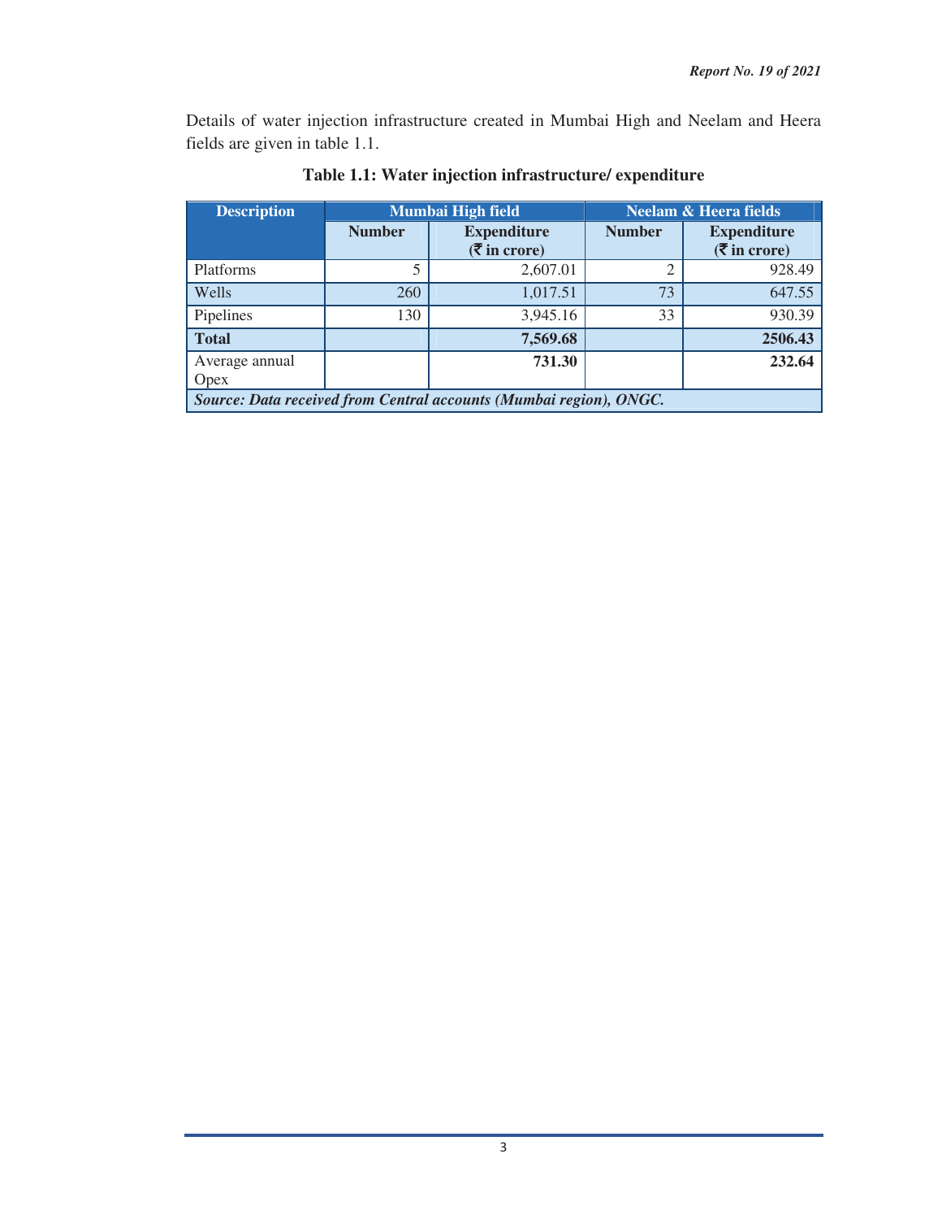Details of water injection infrastructure created in Mumbai High and Neelam and Heera fields are given in table 1.1.

**Table 1.1: Water injection infrastructure/ expenditure**

| Description | Mumbai High field | | Neelam & Heera fields | |
|---|---|---|---|---|
| | Number | Expenditure (₹ in crore) | Number | Expenditure (₹ in crore) |
| Platforms | 5 | 2,607.01 | 2 | 928.49 |
| Wells | 260 | 1,017.51 | 73 | 647.55 |
| Pipelines | 130 | 3,945.16 | 33 | 930.39 |
| **Total** | | **7,569.68** | | **2506.43** |
| Average annual Opex | | **731.30** | | **232.64** |

***Source: Data received from Central accounts (Mumbai region), ONGC.***